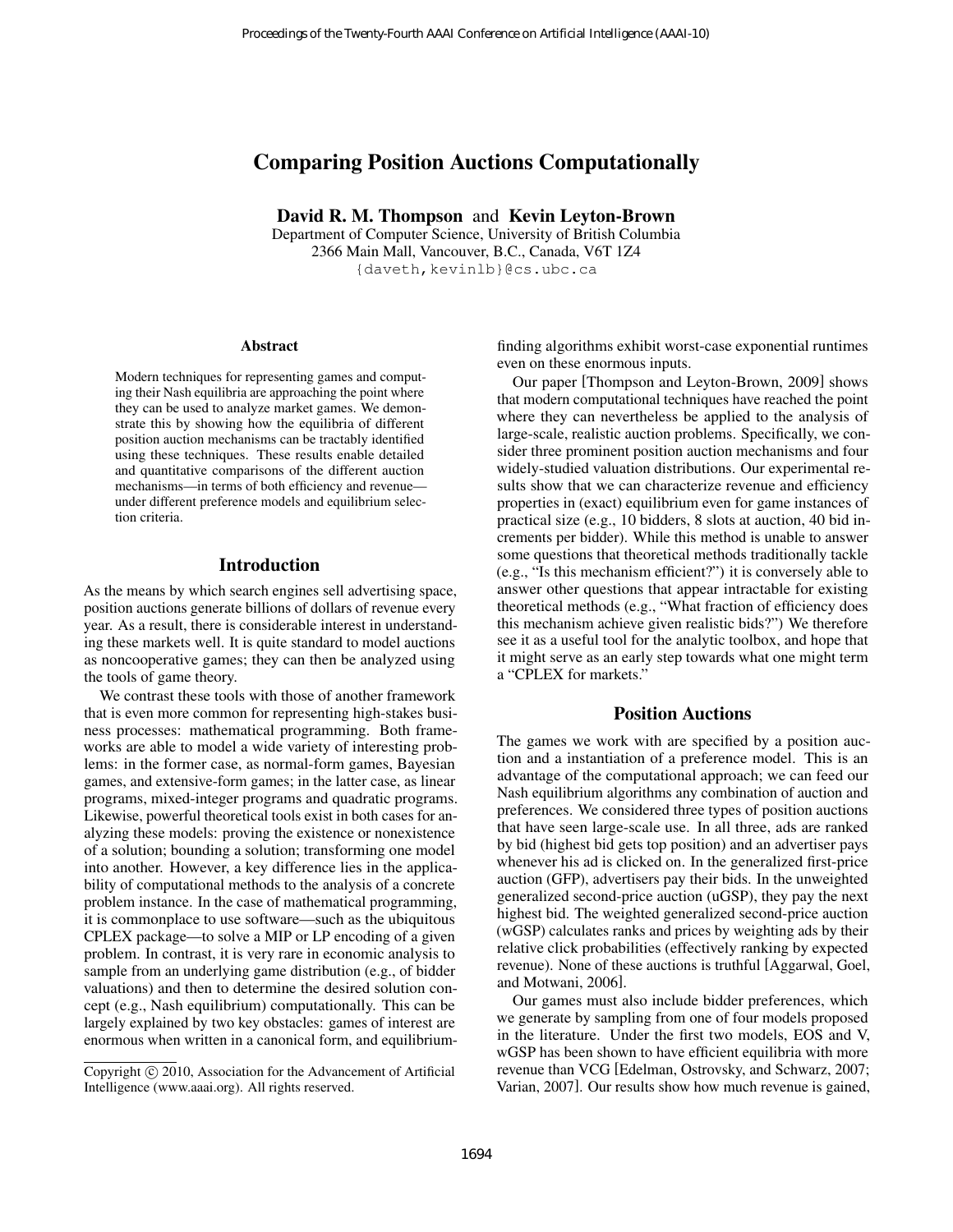# Comparing Position Auctions Computationally

**David R. M. Thompson** and **Kevin Leyton-Brown**

Department of Computer Science, University of British Columbia
2366 Main Mall, Vancouver, B.C., Canada, V6T 1Z4
{daveth,kevinlb}@cs.ubc.ca

### Abstract

Modern techniques for representing games and computing their Nash equilibria are approaching the point where they can be used to analyze market games. We demonstrate this by showing how the equilibria of different position auction mechanisms can be tractably identified using these techniques. These results enable detailed and quantitative comparisons of the different auction mechanisms—in terms of both efficiency and revenue—under different preference models and equilibrium selection criteria.

## Introduction

As the means by which search engines sell advertising space, position auctions generate billions of dollars of revenue every year. As a result, there is considerable interest in understanding these markets well. It is quite standard to model auctions as noncooperative games; they can then be analyzed using the tools of game theory.

We contrast these tools with those of another framework that is even more common for representing high-stakes business processes: mathematical programming. Both frameworks are able to model a wide variety of interesting problems: in the former case, as normal-form games, Bayesian games, and extensive-form games; in the latter case, as linear programs, mixed-integer programs and quadratic programs. Likewise, powerful theoretical tools exist in both cases for analyzing these models: proving the existence or nonexistence of a solution; bounding a solution; transforming one model into another. However, a key difference lies in the applicability of computational methods to the analysis of a concrete problem instance. In the case of mathematical programming, it is commonplace to use software—such as the ubiquitous CPLEX package—to solve a MIP or LP encoding of a given problem. In contrast, it is very rare in economic analysis to sample from an underlying game distribution (e.g., of bidder valuations) and then to determine the desired solution concept (e.g., Nash equilibrium) computationally. This can be largely explained by two key obstacles: games of interest are enormous when written in a canonical form, and equilibrium-finding algorithms exhibit worst-case exponential runtimes even on these enormous inputs.

Our paper [Thompson and Leyton-Brown, 2009] shows that modern computational techniques have reached the point where they can nevertheless be applied to the analysis of large-scale, realistic auction problems. Specifically, we consider three prominent position auction mechanisms and four widely-studied valuation distributions. Our experimental results show that we can characterize revenue and efficiency properties in (exact) equilibrium even for game instances of practical size (e.g., 10 bidders, 8 slots at auction, 40 bid increments per bidder). While this method is unable to answer some questions that theoretical methods traditionally tackle (e.g., "Is this mechanism efficient?") it is conversely able to answer other questions that appear intractable for existing theoretical methods (e.g., "What fraction of efficiency does this mechanism achieve given realistic bids?") We therefore see it as a useful tool for the analytic toolbox, and hope that it might serve as an early step towards what one might term a "CPLEX for markets."

## Position Auctions

The games we work with are specified by a position auction and a instantiation of a preference model. This is an advantage of the computational approach; we can feed our Nash equilibrium algorithms any combination of auction and preferences. We considered three types of position auctions that have seen large-scale use. In all three, ads are ranked by bid (highest bid gets top position) and an advertiser pays whenever his ad is clicked on. In the generalized first-price auction (GFP), advertisers pay their bids. In the unweighted generalized second-price auction (uGSP), they pay the next highest bid. The weighted generalized second-price auction (wGSP) calculates ranks and prices by weighting ads by their relative click probabilities (effectively ranking by expected revenue). None of these auctions is truthful [Aggarwal, Goel, and Motwani, 2006].

Our games must also include bidder preferences, which we generate by sampling from one of four models proposed in the literature. Under the first two models, EOS and V, wGSP has been shown to have efficient equilibria with more revenue than VCG [Edelman, Ostrovsky, and Schwarz, 2007; Varian, 2007]. Our results show how much revenue is gained,

Copyright © 2010, Association for the Advancement of Artificial Intelligence (www.aaai.org). All rights reserved.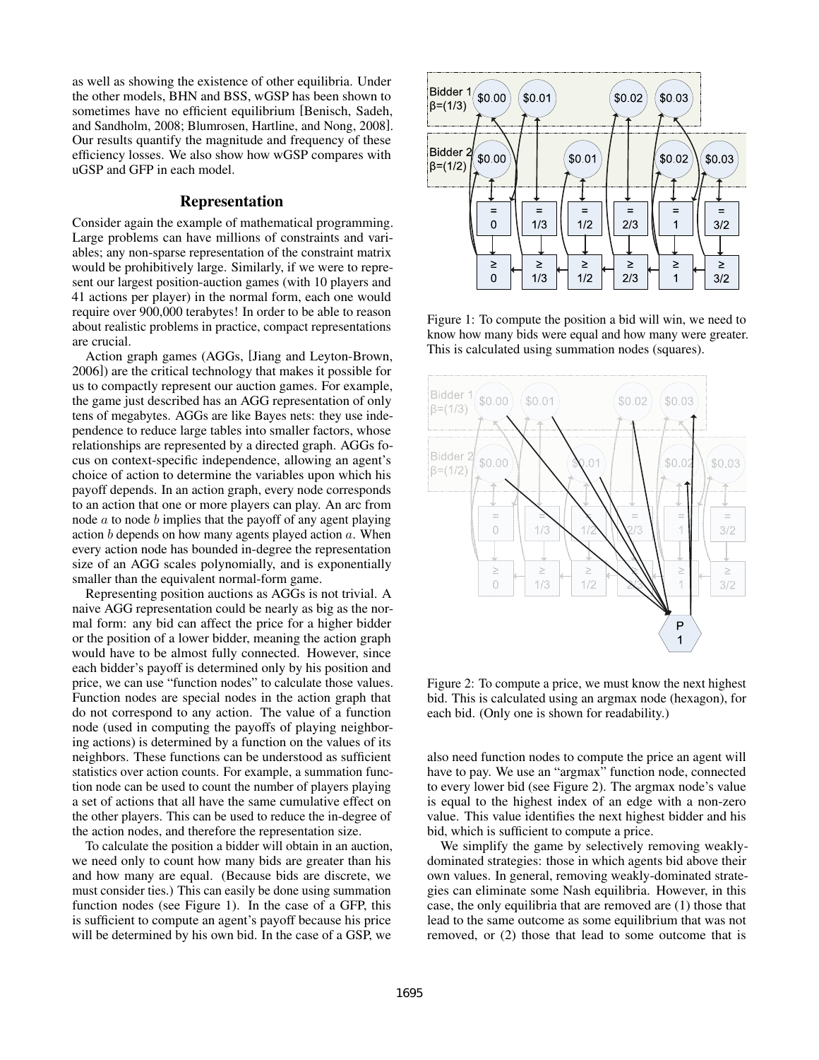as well as showing the existence of other equilibria. Under the other models, BHN and BSS, wGSP has been shown to sometimes have no efficient equilibrium [Benisch, Sadeh, and Sandholm, 2008; Blumrosen, Hartline, and Nong, 2008]. Our results quantify the magnitude and frequency of these efficiency losses. We also show how wGSP compares with uGSP and GFP in each model.

## Representation

Consider again the example of mathematical programming. Large problems can have millions of constraints and variables; any non-sparse representation of the constraint matrix would be prohibitively large. Similarly, if we were to represent our largest position-auction games (with 10 players and 41 actions per player) in the normal form, each one would require over 900,000 terabytes! In order to be able to reason about realistic problems in practice, compact representations are crucial.

Action graph games (AGGs, [Jiang and Leyton-Brown, 2006]) are the critical technology that makes it possible for us to compactly represent our auction games. For example, the game just described has an AGG representation of only tens of megabytes. AGGs are like Bayes nets: they use independence to reduce large tables into smaller factors, whose relationships are represented by a directed graph. AGGs focus on context-specific independence, allowing an agent's choice of action to determine the variables upon which his payoff depends. In an action graph, every node corresponds to an action that one or more players can play. An arc from node $a$ to node $b$ implies that the payoff of any agent playing action $b$ depends on how many agents played action $a$. When every action node has bounded in-degree the representation size of an AGG scales polynomially, and is exponentially smaller than the equivalent normal-form game.

Representing position auctions as AGGs is not trivial. A naive AGG representation could be nearly as big as the normal form: any bid can affect the price for a higher bidder or the position of a lower bidder, meaning the action graph would have to be almost fully connected. However, since each bidder's payoff is determined only by his position and price, we can use "function nodes" to calculate those values. Function nodes are special nodes in the action graph that do not correspond to any action. The value of a function node (used in computing the payoffs of playing neighboring actions) is determined by a function on the values of its neighbors. These functions can be understood as sufficient statistics over action counts. For example, a summation function node can be used to count the number of players playing a set of actions that all have the same cumulative effect on the other players. This can be used to reduce the in-degree of the action nodes, and therefore the representation size.

To calculate the position a bidder will obtain in an auction, we need only to count how many bids are greater than his and how many are equal. (Because bids are discrete, we must consider ties.) This can easily be done using summation function nodes (see Figure 1). In the case of a GFP, this is sufficient to compute an agent's payoff because his price will be determined by his own bid. In the case of a GSP, we also need function nodes to compute the price an agent will have to pay. We use an "argmax" function node, connected to every lower bid (see Figure 2). The argmax node's value is equal to the highest index of an edge with a non-zero value. This value identifies the next highest bidder and his bid, which is sufficient to compute a price.

Figure 1: To compute the position a bid will win, we need to know how many bids were equal and how many were greater. This is calculated using summation nodes (squares).

Figure 2: To compute a price, we must know the next highest bid. This is calculated using an argmax node (hexagon), for each bid. (Only one is shown for readability.)

We simplify the game by selectively removing weakly-dominated strategies: those in which agents bid above their own values. In general, removing weakly-dominated strategies can eliminate some Nash equilibria. However, in this case, the only equilibria that are removed are (1) those that lead to the same outcome as some equilibrium that was not removed, or (2) those that lead to some outcome that is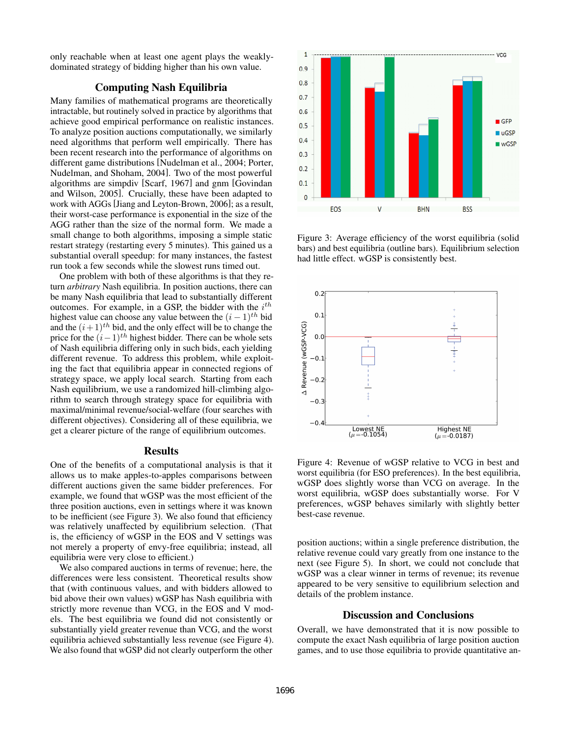only reachable when at least one agent plays the weakly-dominated strategy of bidding higher than his own value.

## Computing Nash Equilibria

Many families of mathematical programs are theoretically intractable, but routinely solved in practice by algorithms that achieve good empirical performance on realistic instances. To analyze position auctions computationally, we similarly need algorithms that perform well empirically. There has been recent research into the performance of algorithms on different game distributions [Nudelman et al., 2004; Porter, Nudelman, and Shoham, 2004]. Two of the most powerful algorithms are simpdiv [Scarf, 1967] and gnm [Govindan and Wilson, 2005]. Crucially, these have been adapted to work with AGGs [Jiang and Leyton-Brown, 2006]; as a result, their worst-case performance is exponential in the size of the AGG rather than the size of the normal form. We made a small change to both algorithms, imposing a simple static restart strategy (restarting every 5 minutes). This gained us a substantial overall speedup: for many instances, the fastest run took a few seconds while the slowest runs timed out.

One problem with both of these algorithms is that they return *arbitrary* Nash equilibria. In position auctions, there can be many Nash equilibria that lead to substantially different outcomes. For example, in a GSP, the bidder with the $i^{th}$ highest value can choose any value between the $(i-1)^{th}$ bid and the $(i+1)^{th}$ bid, and the only effect will be to change the price for the $(i-1)^{th}$ highest bidder. There can be whole sets of Nash equilibria differing only in such bids, each yielding different revenue. To address this problem, while exploiting the fact that equilibria appear in connected regions of strategy space, we apply local search. Starting from each Nash equilibrium, we use a randomized hill-climbing algorithm to search through strategy space for equilibria with maximal/minimal revenue/social-welfare (four searches with different objectives). Considering all of these equilibria, we get a clearer picture of the range of equilibrium outcomes.

## Results

One of the benefits of a computational analysis is that it allows us to make apples-to-apples comparisons between different auctions given the same bidder preferences. For example, we found that wGSP was the most efficient of the three position auctions, even in settings where it was known to be inefficient (see Figure 3). We also found that efficiency was relatively unaffected by equilibrium selection. (That is, the efficiency of wGSP in the EOS and V settings was not merely a property of envy-free equilibria; instead, all equilibria were very close to efficient.)

We also compared auctions in terms of revenue; here, the differences were less consistent. Theoretical results show that (with continuous values, and with bidders allowed to bid above their own values) wGSP has Nash equilibria with strictly more revenue than VCG, in the EOS and V models. The best equilibria we found did not consistently or substantially yield greater revenue than VCG, and the worst equilibria achieved substantially less revenue (see Figure 4). We also found that wGSP did not clearly outperform the other position auctions; within a single preference distribution, the relative revenue could vary greatly from one instance to the next (see Figure 5). In short, we could not conclude that wGSP was a clear winner in terms of revenue; its revenue appeared to be very sensitive to equilibrium selection and details of the problem instance.

Figure 3: Average efficiency of the worst equilibria (solid bars) and best equilibria (outline bars). Equilibrium selection had little effect. wGSP is consistently best.

Figure 4: Revenue of wGSP relative to VCG in best and worst equilibria (for ESO preferences). In the best equilibria, wGSP does slightly worse than VCG on average. In the worst equilibria, wGSP does substantially worse. For V preferences, wGSP behaves similarly with slightly better best-case revenue.

## Discussion and Conclusions

Overall, we have demonstrated that it is now possible to compute the exact Nash equilibria of large position auction games, and to use those equilibria to provide quantitative an-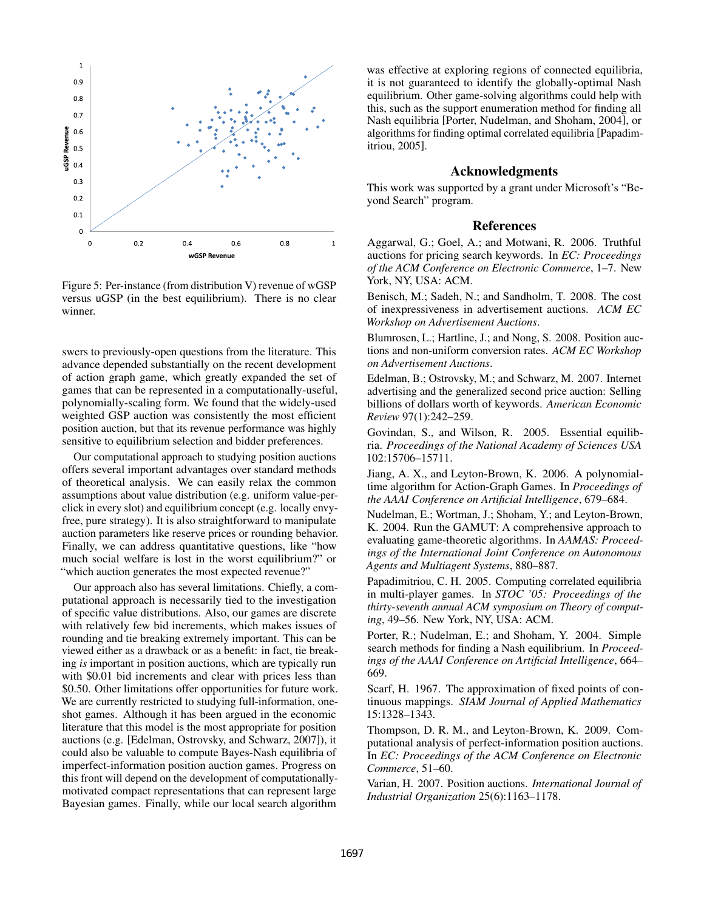1
0.9
0.8
0.7
0.6
0.5
0.4
0.3
0.2
0.1
0

uGSP Revenue

0
0.2
0.4
0.6
0.8
1

wGSP Revenue

Figure 5: Per-instance (from distribution V) revenue of wGSP versus uGSP (in the best equilibrium). There is no clear winner.

swers to previously-open questions from the literature. This advance depended substantially on the recent development of action graph game, which greatly expanded the set of games that can be represented in a computationally-useful, polynomially-scaling form. We found that the widely-used weighted GSP auction was consistently the most efficient position auction, but that its revenue performance was highly sensitive to equilibrium selection and bidder preferences.

Our computational approach to studying position auctions offers several important advantages over standard methods of theoretical analysis. We can easily relax the common assumptions about value distribution (e.g. uniform value-per-click in every slot) and equilibrium concept (e.g. locally envy-free, pure strategy). It is also straightforward to manipulate auction parameters like reserve prices or rounding behavior. Finally, we can address quantitative questions, like "how much social welfare is lost in the worst equilibrium?" or "which auction generates the most expected revenue?"

Our approach also has several limitations. Chiefly, a computational approach is necessarily tied to the investigation of specific value distributions. Also, our games are discrete with relatively few bid increments, which makes issues of rounding and tie breaking extremely important. This can be viewed either as a drawback or as a benefit: in fact, tie breaking *is* important in position auctions, which are typically run with $0.01 bid increments and clear with prices less than $0.50. Other limitations offer opportunities for future work. We are currently restricted to studying full-information, one-shot games. Although it has been argued in the economic literature that this model is the most appropriate for position auctions (e.g. [Edelman, Ostrovsky, and Schwarz, 2007]), it could also be valuable to compute Bayes-Nash equilibria of imperfect-information position auction games. Progress on this front will depend on the development of computationally-motivated compact representations that can represent large Bayesian games. Finally, while our local search algorithm was effective at exploring regions of connected equilibria, it is not guaranteed to identify the globally-optimal Nash equilibrium. Other game-solving algorithms could help with this, such as the support enumeration method for finding all Nash equilibria [Porter, Nudelman, and Shoham, 2004], or algorithms for finding optimal correlated equilibria [Papadimitriou, 2005].

## Acknowledgments

This work was supported by a grant under Microsoft's "Beyond Search" program.

## References

Aggarwal, G.; Goel, A.; and Motwani, R. 2006. Truthful auctions for pricing search keywords. In *EC: Proceedings of the ACM Conference on Electronic Commerce*, 1–7. New York, NY, USA: ACM.

Benisch, M.; Sadeh, N.; and Sandholm, T. 2008. The cost of inexpressiveness in advertisement auctions. *ACM EC Workshop on Advertisement Auctions*.

Blumrosen, L.; Hartline, J.; and Nong, S. 2008. Position auctions and non-uniform conversion rates. *ACM EC Workshop on Advertisement Auctions*.

Edelman, B.; Ostrovsky, M.; and Schwarz, M. 2007. Internet advertising and the generalized second price auction: Selling billions of dollars worth of keywords. *American Economic Review* 97(1):242–259.

Govindan, S., and Wilson, R. 2005. Essential equilibria. *Proceedings of the National Academy of Sciences USA* 102:15706–15711.

Jiang, A. X., and Leyton-Brown, K. 2006. A polynomial-time algorithm for Action-Graph Games. In *Proceedings of the AAAI Conference on Artificial Intelligence*, 679–684.

Nudelman, E.; Wortman, J.; Shoham, Y.; and Leyton-Brown, K. 2004. Run the GAMUT: A comprehensive approach to evaluating game-theoretic algorithms. In *AAMAS: Proceedings of the International Joint Conference on Autonomous Agents and Multiagent Systems*, 880–887.

Papadimitriou, C. H. 2005. Computing correlated equilibria in multi-player games. In *STOC '05: Proceedings of the thirty-seventh annual ACM symposium on Theory of computing*, 49–56. New York, NY, USA: ACM.

Porter, R.; Nudelman, E.; and Shoham, Y. 2004. Simple search methods for finding a Nash equilibrium. In *Proceedings of the AAAI Conference on Artificial Intelligence*, 664–669.

Scarf, H. 1967. The approximation of fixed points of continuous mappings. *SIAM Journal of Applied Mathematics* 15:1328–1343.

Thompson, D. R. M., and Leyton-Brown, K. 2009. Computational analysis of perfect-information position auctions. In *EC: Proceedings of the ACM Conference on Electronic Commerce*, 51–60.

Varian, H. 2007. Position auctions. *International Journal of Industrial Organization* 25(6):1163–1178.